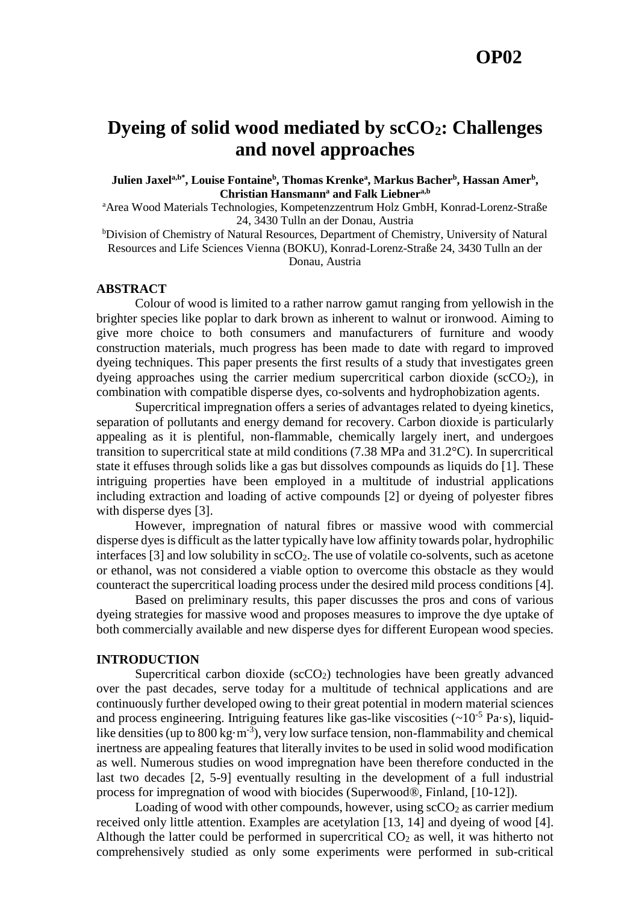**OP02**

# Dyeing of solid wood mediated by $scCO_2$: Challenges and novel approaches

**Julien Jaxel[a,b*], Louise Fontaine[b], Thomas Krenke[a], Markus Bacher[b], Hassan Amer[b], Christian Hansmann[a] and Falk Liebner[a,b]**

[a]Area Wood Materials Technologies, Kompetenzzentrum Holz GmbH, Konrad-Lorenz-Straße 24, 3430 Tulln an der Donau, Austria

[b]Division of Chemistry of Natural Resources, Department of Chemistry, University of Natural Resources and Life Sciences Vienna (BOKU), Konrad-Lorenz-Straße 24, 3430 Tulln an der Donau, Austria

## ABSTRACT

Colour of wood is limited to a rather narrow gamut ranging from yellowish in the brighter species like poplar to dark brown as inherent to walnut or ironwood. Aiming to give more choice to both consumers and manufacturers of furniture and woody construction materials, much progress has been made to date with regard to improved dyeing techniques. This paper presents the first results of a study that investigates green dyeing approaches using the carrier medium supercritical carbon dioxide ($scCO_2$), in combination with compatible disperse dyes, co-solvents and hydrophobization agents.

Supercritical impregnation offers a series of advantages related to dyeing kinetics, separation of pollutants and energy demand for recovery. Carbon dioxide is particularly appealing as it is plentiful, non-flammable, chemically largely inert, and undergoes transition to supercritical state at mild conditions (7.38 MPa and 31.2°C). In supercritical state it effuses through solids like a gas but dissolves compounds as liquids do [1]. These intriguing properties have been employed in a multitude of industrial applications including extraction and loading of active compounds [2] or dyeing of polyester fibres with disperse dyes [3].

However, impregnation of natural fibres or massive wood with commercial disperse dyes is difficult as the latter typically have low affinity towards polar, hydrophilic interfaces [3] and low solubility in $scCO_2$. The use of volatile co-solvents, such as acetone or ethanol, was not considered a viable option to overcome this obstacle as they would counteract the supercritical loading process under the desired mild process conditions [4].

Based on preliminary results, this paper discusses the pros and cons of various dyeing strategies for massive wood and proposes measures to improve the dye uptake of both commercially available and new disperse dyes for different European wood species.

## INTRODUCTION

Supercritical carbon dioxide ($scCO_2$) technologies have been greatly advanced over the past decades, serve today for a multitude of technical applications and are continuously further developed owing to their great potential in modern material sciences and process engineering. Intriguing features like gas-like viscosities ($\sim 10^{-5}$ Pa·s), liquid-like densities (up to 800 $kg \cdot m^{-3}$), very low surface tension, non-flammability and chemical inertness are appealing features that literally invites to be used in solid wood modification as well. Numerous studies on wood impregnation have been therefore conducted in the last two decades [2, 5-9] eventually resulting in the development of a full industrial process for impregnation of wood with biocides (Superwood®, Finland, [10-12]).

Loading of wood with other compounds, however, using $scCO_2$ as carrier medium received only little attention. Examples are acetylation [13, 14] and dyeing of wood [4]. Although the latter could be performed in supercritical $CO_2$ as well, it was hitherto not comprehensively studied as only some experiments were performed in sub-critical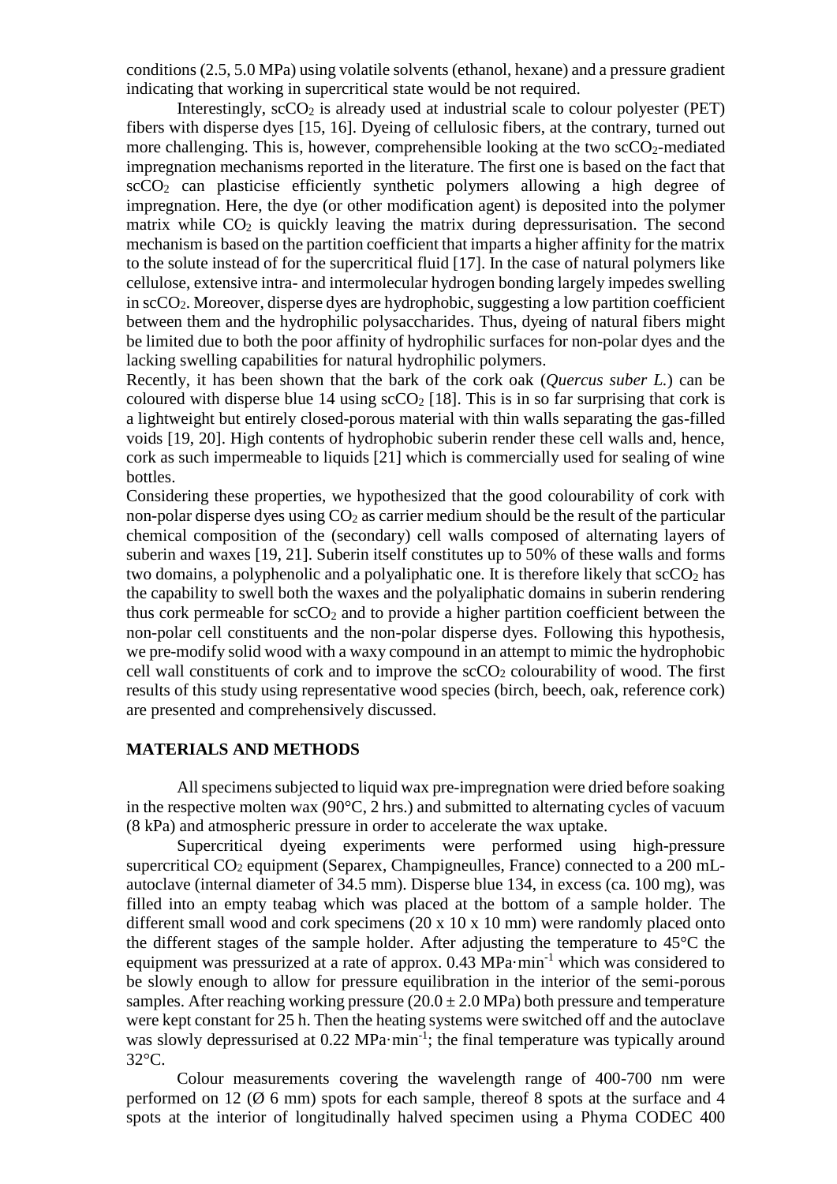conditions (2.5, 5.0 MPa) using volatile solvents (ethanol, hexane) and a pressure gradient indicating that working in supercritical state would be not required.

Interestingly, $scCO_2$ is already used at industrial scale to colour polyester (PET) fibers with disperse dyes [15, 16]. Dyeing of cellulosic fibers, at the contrary, turned out more challenging. This is, however, comprehensible looking at the two $scCO_2$-mediated impregnation mechanisms reported in the literature. The first one is based on the fact that $scCO_2$ can plasticise efficiently synthetic polymers allowing a high degree of impregnation. Here, the dye (or other modification agent) is deposited into the polymer matrix while $CO_2$ is quickly leaving the matrix during depressurisation. The second mechanism is based on the partition coefficient that imparts a higher affinity for the matrix to the solute instead of for the supercritical fluid [17]. In the case of natural polymers like cellulose, extensive intra- and intermolecular hydrogen bonding largely impedes swelling in $scCO_2$. Moreover, disperse dyes are hydrophobic, suggesting a low partition coefficient between them and the hydrophilic polysaccharides. Thus, dyeing of natural fibers might be limited due to both the poor affinity of hydrophilic surfaces for non-polar dyes and the lacking swelling capabilities for natural hydrophilic polymers.

Recently, it has been shown that the bark of the cork oak (*Quercus suber L.*) can be coloured with disperse blue 14 using $scCO_2$ [18]. This is in so far surprising that cork is a lightweight but entirely closed-porous material with thin walls separating the gas-filled voids [19, 20]. High contents of hydrophobic suberin render these cell walls and, hence, cork as such impermeable to liquids [21] which is commercially used for sealing of wine bottles.

Considering these properties, we hypothesized that the good colourability of cork with non-polar disperse dyes using $CO_2$ as carrier medium should be the result of the particular chemical composition of the (secondary) cell walls composed of alternating layers of suberin and waxes [19, 21]. Suberin itself constitutes up to 50% of these walls and forms two domains, a polyphenolic and a polyaliphatic one. It is therefore likely that $scCO_2$ has the capability to swell both the waxes and the polyaliphatic domains in suberin rendering thus cork permeable for $scCO_2$ and to provide a higher partition coefficient between the non-polar cell constituents and the non-polar disperse dyes. Following this hypothesis, we pre-modify solid wood with a waxy compound in an attempt to mimic the hydrophobic cell wall constituents of cork and to improve the $scCO_2$ colourability of wood. The first results of this study using representative wood species (birch, beech, oak, reference cork) are presented and comprehensively discussed.

## MATERIALS AND METHODS

All specimens subjected to liquid wax pre-impregnation were dried before soaking in the respective molten wax (90°C, 2 hrs.) and submitted to alternating cycles of vacuum (8 kPa) and atmospheric pressure in order to accelerate the wax uptake.

Supercritical dyeing experiments were performed using high-pressure supercritical $CO_2$ equipment (Separex, Champigneulles, France) connected to a 200 mL-autoclave (internal diameter of 34.5 mm). Disperse blue 134, in excess (ca. 100 mg), was filled into an empty teabag which was placed at the bottom of a sample holder. The different small wood and cork specimens (20 x 10 x 10 mm) were randomly placed onto the different stages of the sample holder. After adjusting the temperature to 45°C the equipment was pressurized at a rate of approx. 0.43 $MPa \cdot min^{-1}$ which was considered to be slowly enough to allow for pressure equilibration in the interior of the semi-porous samples. After reaching working pressure ($20.0 \pm 2.0$ MPa) both pressure and temperature were kept constant for 25 h. Then the heating systems were switched off and the autoclave was slowly depressurised at 0.22 $MPa \cdot min^{-1}$; the final temperature was typically around 32°C.

Colour measurements covering the wavelength range of 400-700 nm were performed on 12 (Ø 6 mm) spots for each sample, thereof 8 spots at the surface and 4 spots at the interior of longitudinally halved specimen using a Phyma CODEC 400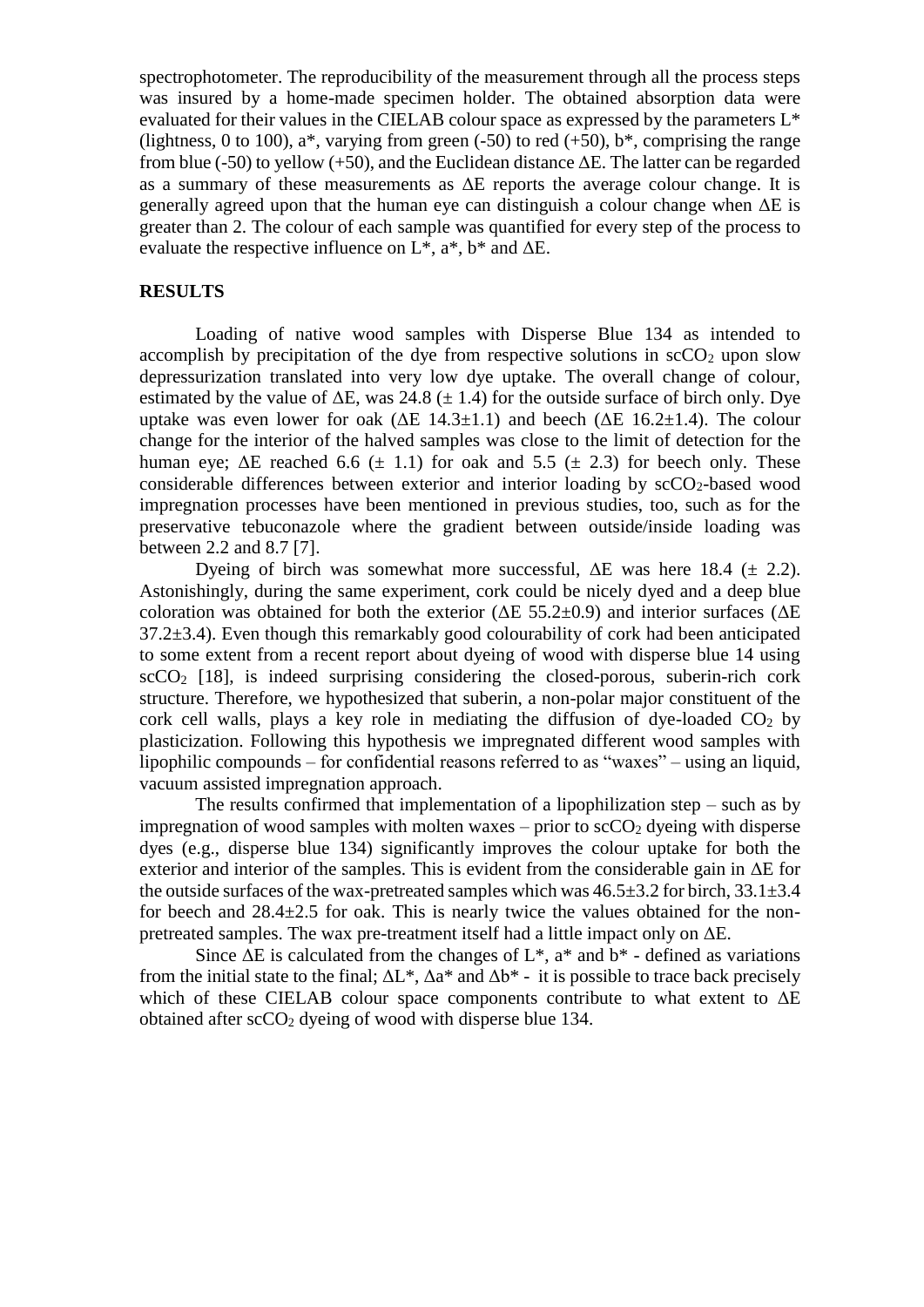spectrophotometer. The reproducibility of the measurement through all the process steps was insured by a home-made specimen holder. The obtained absorption data were evaluated for their values in the CIELAB colour space as expressed by the parameters L* (lightness, 0 to 100), a*, varying from green (-50) to red (+50), b*, comprising the range from blue (-50) to yellow (+50), and the Euclidean distance ΔE. The latter can be regarded as a summary of these measurements as ΔE reports the average colour change. It is generally agreed upon that the human eye can distinguish a colour change when ΔE is greater than 2. The colour of each sample was quantified for every step of the process to evaluate the respective influence on L*, a*, b* and ΔE.

## RESULTS

Loading of native wood samples with Disperse Blue 134 as intended to accomplish by precipitation of the dye from respective solutions in $scCO_2$ upon slow depressurization translated into very low dye uptake. The overall change of colour, estimated by the value of ΔE, was 24.8 (± 1.4) for the outside surface of birch only. Dye uptake was even lower for oak (ΔE 14.3±1.1) and beech (ΔE 16.2±1.4). The colour change for the interior of the halved samples was close to the limit of detection for the human eye; ΔE reached 6.6 (± 1.1) for oak and 5.5 (± 2.3) for beech only. These considerable differences between exterior and interior loading by $scCO_2$-based wood impregnation processes have been mentioned in previous studies, too, such as for the preservative tebuconazole where the gradient between outside/inside loading was between 2.2 and 8.7 [7].

Dyeing of birch was somewhat more successful, ΔE was here 18.4 (± 2.2). Astonishingly, during the same experiment, cork could be nicely dyed and a deep blue coloration was obtained for both the exterior (ΔE 55.2±0.9) and interior surfaces (ΔE 37.2±3.4). Even though this remarkably good colourability of cork had been anticipated to some extent from a recent report about dyeing of wood with disperse blue 14 using $scCO_2$ [18], is indeed surprising considering the closed-porous, suberin-rich cork structure. Therefore, we hypothesized that suberin, a non-polar major constituent of the cork cell walls, plays a key role in mediating the diffusion of dye-loaded $CO_2$ by plasticization. Following this hypothesis we impregnated different wood samples with lipophilic compounds – for confidential reasons referred to as "waxes" – using an liquid, vacuum assisted impregnation approach.

The results confirmed that implementation of a lipophilization step – such as by impregnation of wood samples with molten waxes – prior to $scCO_2$ dyeing with disperse dyes (e.g., disperse blue 134) significantly improves the colour uptake for both the exterior and interior of the samples. This is evident from the considerable gain in ΔE for the outside surfaces of the wax-pretreated samples which was 46.5±3.2 for birch, 33.1±3.4 for beech and 28.4±2.5 for oak. This is nearly twice the values obtained for the non-pretreated samples. The wax pre-treatment itself had a little impact only on ΔE.

Since ΔE is calculated from the changes of L*, a* and b* - defined as variations from the initial state to the final; ΔL*, Δa* and Δb* - it is possible to trace back precisely which of these CIELAB colour space components contribute to what extent to ΔE obtained after $scCO_2$ dyeing of wood with disperse blue 134.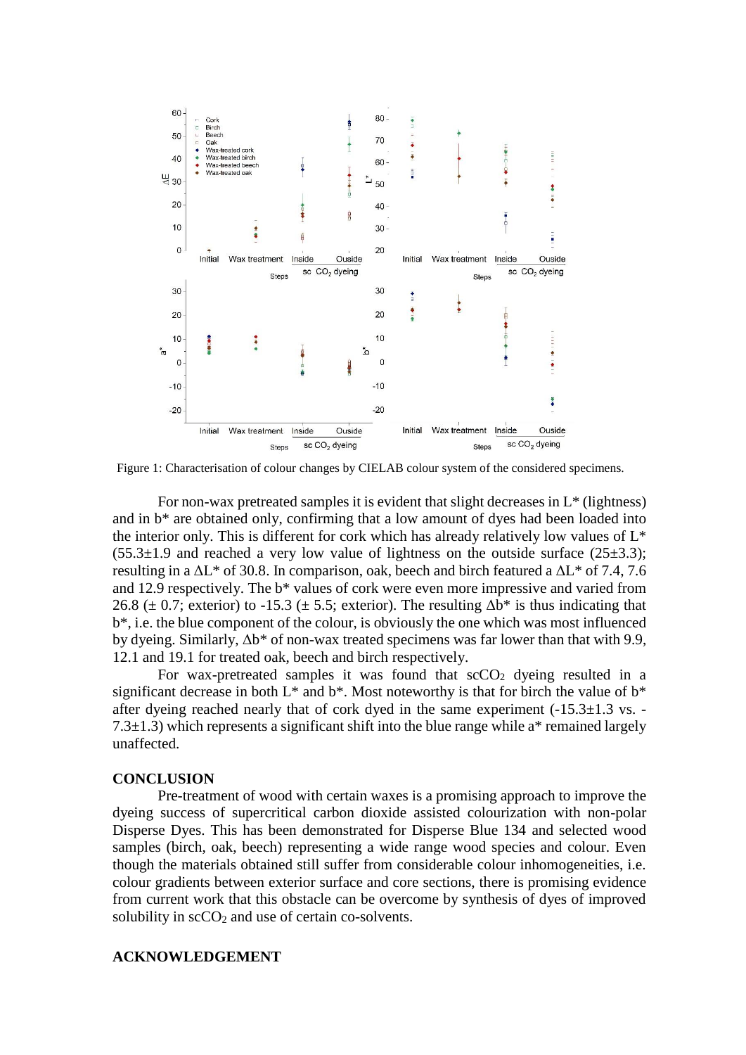Figure 1: Characterisation of colour changes by CIELAB colour system of the considered specimens.

For non-wax pretreated samples it is evident that slight decreases in L* (lightness) and in b* are obtained only, confirming that a low amount of dyes had been loaded into the interior only. This is different for cork which has already relatively low values of L* (55.3±1.9 and reached a very low value of lightness on the outside surface (25±3.3); resulting in a ΔL* of 30.8. In comparison, oak, beech and birch featured a ΔL* of 7.4, 7.6 and 12.9 respectively. The b* values of cork were even more impressive and varied from 26.8 (± 0.7; exterior) to -15.3 (± 5.5; exterior). The resulting Δb* is thus indicating that b*, i.e. the blue component of the colour, is obviously the one which was most influenced by dyeing. Similarly, Δb* of non-wax treated specimens was far lower than that with 9.9, 12.1 and 19.1 for treated oak, beech and birch respectively.

For wax-pretreated samples it was found that $scCO_2$ dyeing resulted in a significant decrease in both L* and b*. Most noteworthy is that for birch the value of b* after dyeing reached nearly that of cork dyed in the same experiment (-15.3±1.3 vs. -7.3±1.3) which represents a significant shift into the blue range while a* remained largely unaffected.

## CONCLUSION

Pre-treatment of wood with certain waxes is a promising approach to improve the dyeing success of supercritical carbon dioxide assisted colourization with non-polar Disperse Dyes. This has been demonstrated for Disperse Blue 134 and selected wood samples (birch, oak, beech) representing a wide range wood species and colour. Even though the materials obtained still suffer from considerable colour inhomogeneities, i.e. colour gradients between exterior surface and core sections, there is promising evidence from current work that this obstacle can be overcome by synthesis of dyes of improved solubility in $scCO_2$ and use of certain co-solvents.

## ACKNOWLEDGEMENT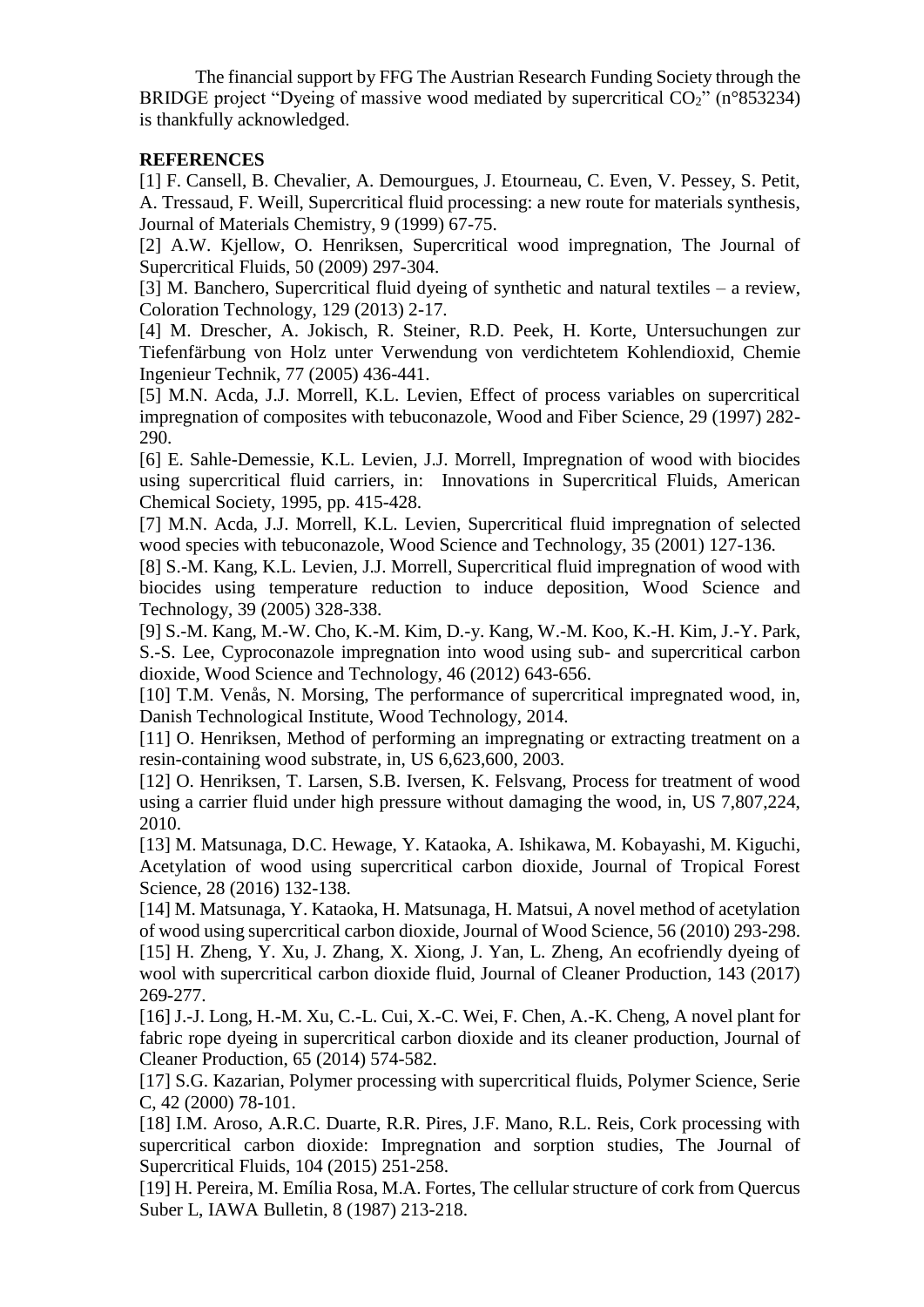The financial support by FFG The Austrian Research Funding Society through the BRIDGE project "Dyeing of massive wood mediated by supercritical $CO_2$" (n°853234) is thankfully acknowledged.

## REFERENCES

[1] F. Cansell, B. Chevalier, A. Demourgues, J. Etourneau, C. Even, V. Pessey, S. Petit, A. Tressaud, F. Weill, Supercritical fluid processing: a new route for materials synthesis, Journal of Materials Chemistry, 9 (1999) 67-75.

[2] A.W. Kjellow, O. Henriksen, Supercritical wood impregnation, The Journal of Supercritical Fluids, 50 (2009) 297-304.

[3] M. Banchero, Supercritical fluid dyeing of synthetic and natural textiles – a review, Coloration Technology, 129 (2013) 2-17.

[4] M. Drescher, A. Jokisch, R. Steiner, R.D. Peek, H. Korte, Untersuchungen zur Tiefenfärbung von Holz unter Verwendung von verdichtetem Kohlendioxid, Chemie Ingenieur Technik, 77 (2005) 436-441.

[5] M.N. Acda, J.J. Morrell, K.L. Levien, Effect of process variables on supercritical impregnation of composites with tebuconazole, Wood and Fiber Science, 29 (1997) 282-290.

[6] E. Sahle-Demessie, K.L. Levien, J.J. Morrell, Impregnation of wood with biocides using supercritical fluid carriers, in: Innovations in Supercritical Fluids, American Chemical Society, 1995, pp. 415-428.

[7] M.N. Acda, J.J. Morrell, K.L. Levien, Supercritical fluid impregnation of selected wood species with tebuconazole, Wood Science and Technology, 35 (2001) 127-136.

[8] S.-M. Kang, K.L. Levien, J.J. Morrell, Supercritical fluid impregnation of wood with biocides using temperature reduction to induce deposition, Wood Science and Technology, 39 (2005) 328-338.

[9] S.-M. Kang, M.-W. Cho, K.-M. Kim, D.-y. Kang, W.-M. Koo, K.-H. Kim, J.-Y. Park, S.-S. Lee, Cyproconazole impregnation into wood using sub- and supercritical carbon dioxide, Wood Science and Technology, 46 (2012) 643-656.

[10] T.M. Venås, N. Morsing, The performance of supercritical impregnated wood, in, Danish Technological Institute, Wood Technology, 2014.

[11] O. Henriksen, Method of performing an impregnating or extracting treatment on a resin-containing wood substrate, in, US 6,623,600, 2003.

[12] O. Henriksen, T. Larsen, S.B. Iversen, K. Felsvang, Process for treatment of wood using a carrier fluid under high pressure without damaging the wood, in, US 7,807,224, 2010.

[13] M. Matsunaga, D.C. Hewage, Y. Kataoka, A. Ishikawa, M. Kobayashi, M. Kiguchi, Acetylation of wood using supercritical carbon dioxide, Journal of Tropical Forest Science, 28 (2016) 132-138.

[14] M. Matsunaga, Y. Kataoka, H. Matsunaga, H. Matsui, A novel method of acetylation of wood using supercritical carbon dioxide, Journal of Wood Science, 56 (2010) 293-298.

[15] H. Zheng, Y. Xu, J. Zhang, X. Xiong, J. Yan, L. Zheng, An ecofriendly dyeing of wool with supercritical carbon dioxide fluid, Journal of Cleaner Production, 143 (2017) 269-277.

[16] J.-J. Long, H.-M. Xu, C.-L. Cui, X.-C. Wei, F. Chen, A.-K. Cheng, A novel plant for fabric rope dyeing in supercritical carbon dioxide and its cleaner production, Journal of Cleaner Production, 65 (2014) 574-582.

[17] S.G. Kazarian, Polymer processing with supercritical fluids, Polymer Science, Serie C, 42 (2000) 78-101.

[18] I.M. Aroso, A.R.C. Duarte, R.R. Pires, J.F. Mano, R.L. Reis, Cork processing with supercritical carbon dioxide: Impregnation and sorption studies, The Journal of Supercritical Fluids, 104 (2015) 251-258.

[19] H. Pereira, M. Emília Rosa, M.A. Fortes, The cellular structure of cork from Quercus Suber L, IAWA Bulletin, 8 (1987) 213-218.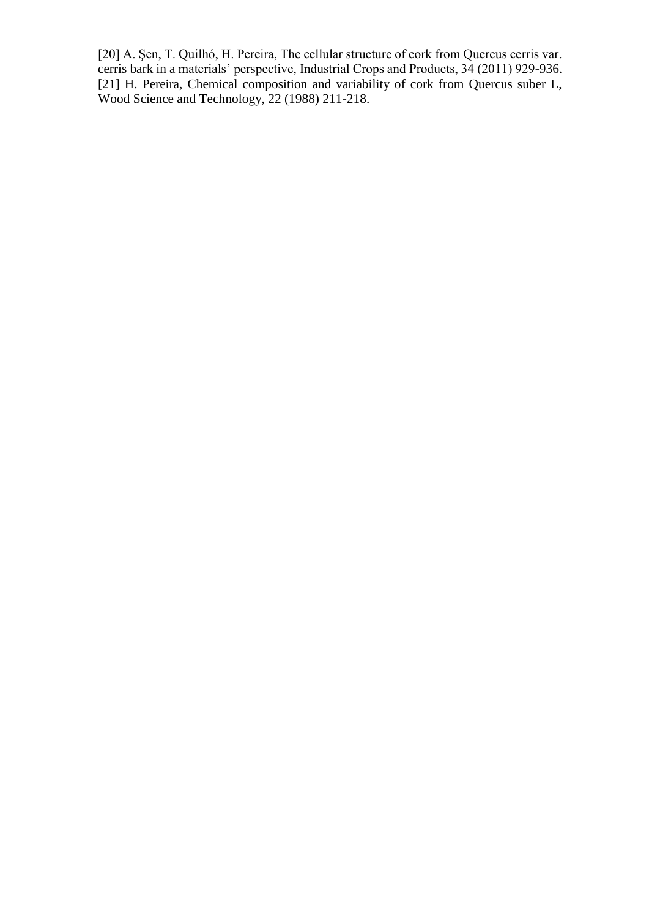[20] A. Şen, T. Quilhó, H. Pereira, The cellular structure of cork from Quercus cerris var. cerris bark in a materials' perspective, Industrial Crops and Products, 34 (2011) 929-936.

[21] H. Pereira, Chemical composition and variability of cork from Quercus suber L, Wood Science and Technology, 22 (1988) 211-218.